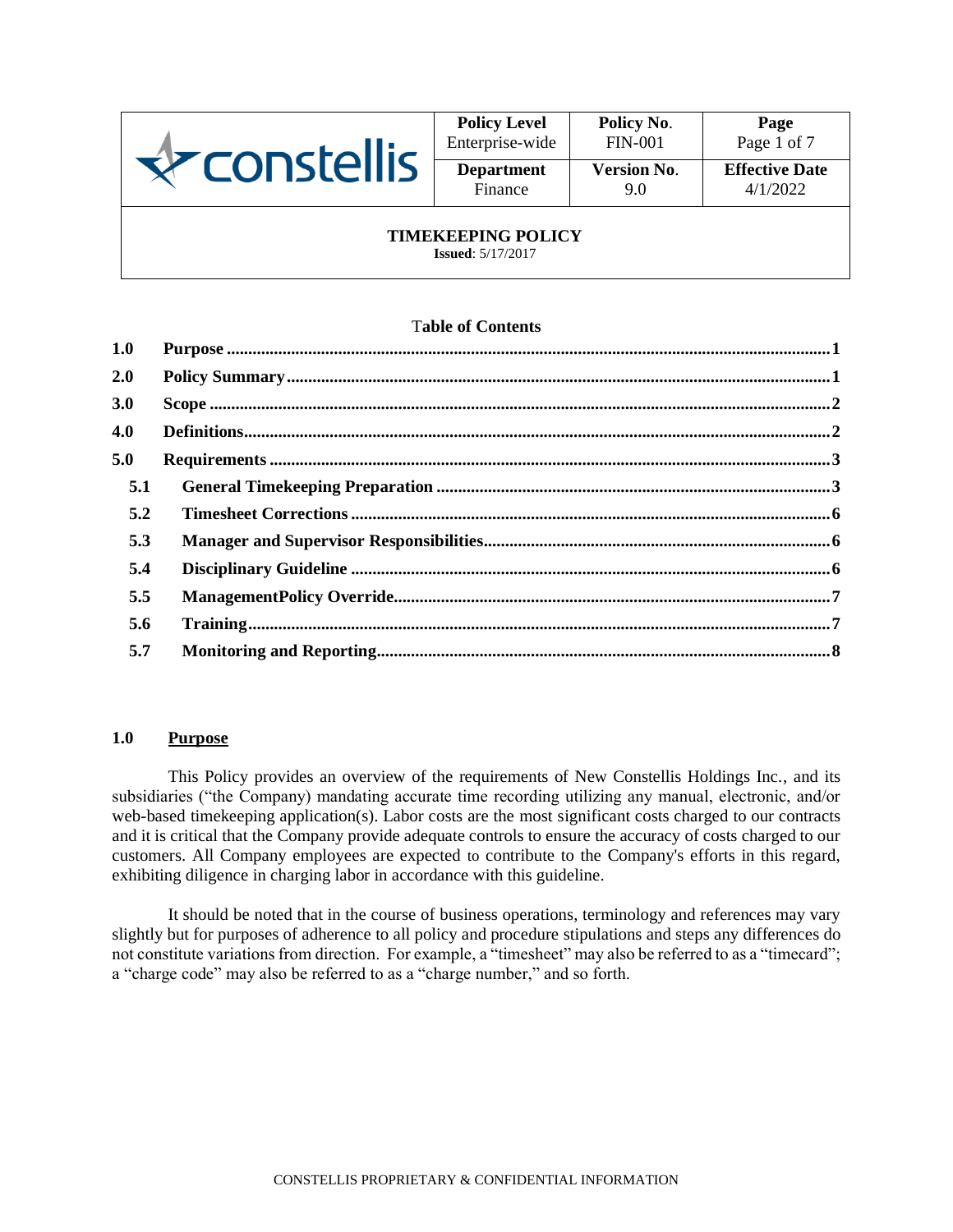| constellis | **Policy Level**<br>Enterprise-wide | **Policy No.**<br>FIN-001 | **Page**<br>Page 1 of 7 |
|---|---|---|---|
| | **Department**<br>Finance | **Version No.**<br>9.0 | **Effective Date**<br>4/1/2022 |

# TIMEKEEPING POLICY

**Issued**: 5/17/2017

**Table of Contents**

**1.0 Purpose** ..... 1
**2.0 Policy Summary** ..... 1
**3.0 Scope** ..... 2
**4.0 Definitions** ..... 2
**5.0 Requirements** ..... 3
- **5.1 General Timekeeping Preparation** ..... 3
- **5.2 Timesheet Corrections** ..... 6
- **5.3 Manager and Supervisor Responsibilities** ..... 6
- **5.4 Disciplinary Guideline** ..... 6
- **5.5 ManagementPolicy Override** ..... 7
- **5.6 Training** ..... 7
- **5.7 Monitoring and Reporting** ..... 8

## 1.0 Purpose

This Policy provides an overview of the requirements of New Constellis Holdings Inc., and its subsidiaries ("the Company) mandating accurate time recording utilizing any manual, electronic, and/or web-based timekeeping application(s). Labor costs are the most significant costs charged to our contracts and it is critical that the Company provide adequate controls to ensure the accuracy of costs charged to our customers. All Company employees are expected to contribute to the Company's efforts in this regard, exhibiting diligence in charging labor in accordance with this guideline.

It should be noted that in the course of business operations, terminology and references may vary slightly but for purposes of adherence to all policy and procedure stipulations and steps any differences do not constitute variations from direction. For example, a "timesheet" may also be referred to as a "timecard"; a "charge code" may also be referred to as a "charge number," and so forth.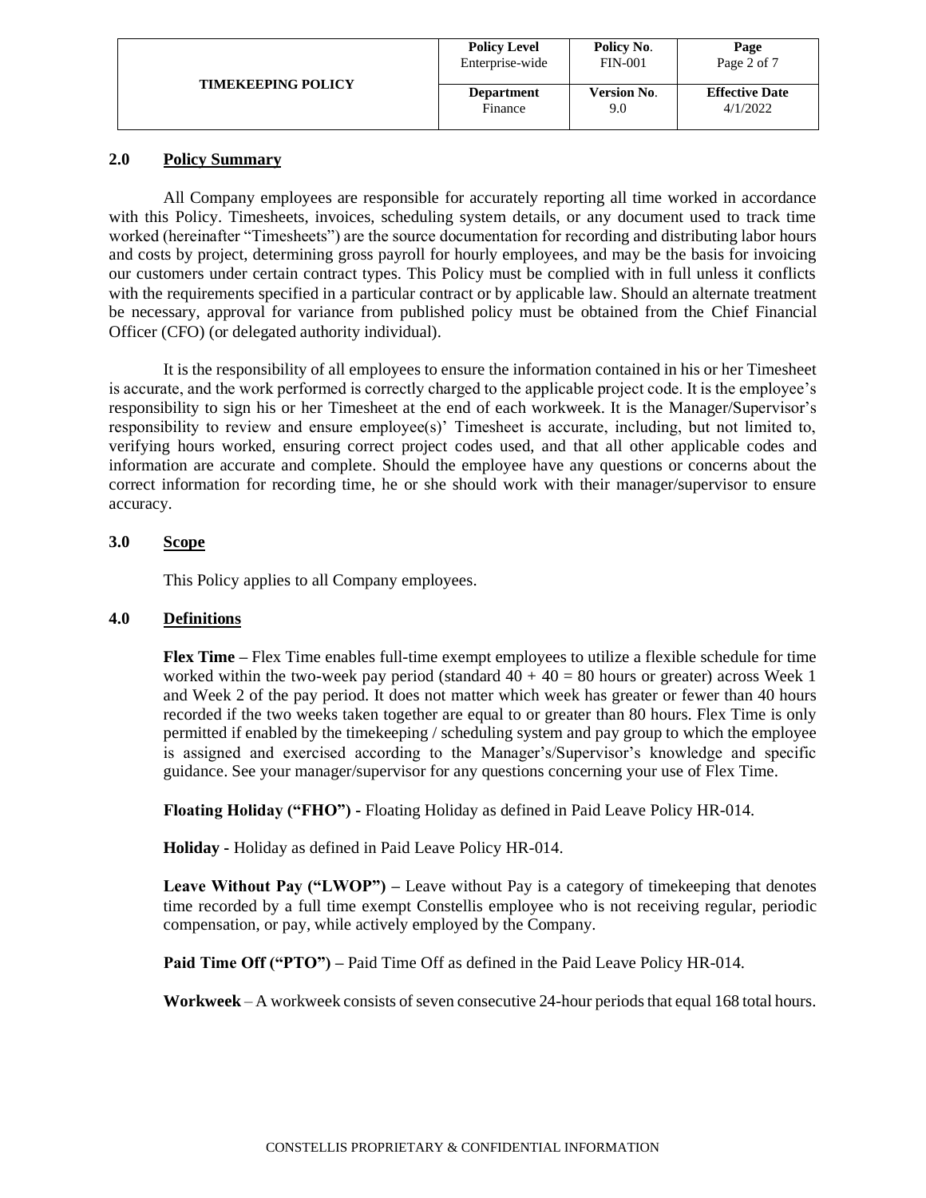## 2.0 Policy Summary

All Company employees are responsible for accurately reporting all time worked in accordance with this Policy. Timesheets, invoices, scheduling system details, or any document used to track time worked (hereinafter "Timesheets") are the source documentation for recording and distributing labor hours and costs by project, determining gross payroll for hourly employees, and may be the basis for invoicing our customers under certain contract types. This Policy must be complied with in full unless it conflicts with the requirements specified in a particular contract or by applicable law. Should an alternate treatment be necessary, approval for variance from published policy must be obtained from the Chief Financial Officer (CFO) (or delegated authority individual).

It is the responsibility of all employees to ensure the information contained in his or her Timesheet is accurate, and the work performed is correctly charged to the applicable project code. It is the employee's responsibility to sign his or her Timesheet at the end of each workweek. It is the Manager/Supervisor's responsibility to review and ensure employee(s)' Timesheet is accurate, including, but not limited to, verifying hours worked, ensuring correct project codes used, and that all other applicable codes and information are accurate and complete. Should the employee have any questions or concerns about the correct information for recording time, he or she should work with their manager/supervisor to ensure accuracy.

## 3.0 Scope

This Policy applies to all Company employees.

## 4.0 Definitions

**Flex Time –** Flex Time enables full-time exempt employees to utilize a flexible schedule for time worked within the two-week pay period (standard 40 + 40 = 80 hours or greater) across Week 1 and Week 2 of the pay period. It does not matter which week has greater or fewer than 40 hours recorded if the two weeks taken together are equal to or greater than 80 hours. Flex Time is only permitted if enabled by the timekeeping / scheduling system and pay group to which the employee is assigned and exercised according to the Manager's/Supervisor's knowledge and specific guidance. See your manager/supervisor for any questions concerning your use of Flex Time.

**Floating Holiday ("FHO") -** Floating Holiday as defined in Paid Leave Policy HR-014.

**Holiday -** Holiday as defined in Paid Leave Policy HR-014.

**Leave Without Pay ("LWOP") –** Leave without Pay is a category of timekeeping that denotes time recorded by a full time exempt Constellis employee who is not receiving regular, periodic compensation, or pay, while actively employed by the Company.

**Paid Time Off ("PTO") –** Paid Time Off as defined in the Paid Leave Policy HR-014.

**Workweek** – A workweek consists of seven consecutive 24-hour periods that equal 168 total hours.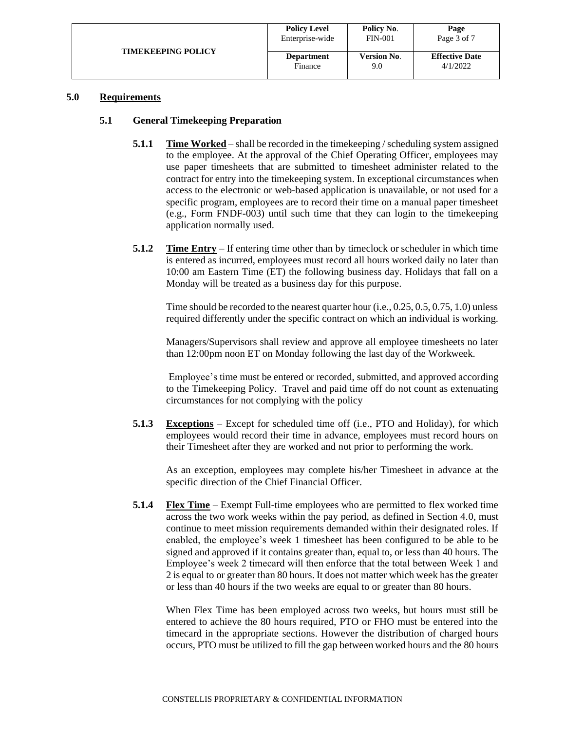## 5.0 Requirements

### 5.1 General Timekeeping Preparation

**5.1.1** **Time Worked** – shall be recorded in the timekeeping / scheduling system assigned to the employee. At the approval of the Chief Operating Officer, employees may use paper timesheets that are submitted to timesheet administer related to the contract for entry into the timekeeping system. In exceptional circumstances when access to the electronic or web-based application is unavailable, or not used for a specific program, employees are to record their time on a manual paper timesheet (e.g., Form FNDF-003) until such time that they can login to the timekeeping application normally used.

**5.1.2** **Time Entry** – If entering time other than by timeclock or scheduler in which time is entered as incurred, employees must record all hours worked daily no later than 10:00 am Eastern Time (ET) the following business day. Holidays that fall on a Monday will be treated as a business day for this purpose.

Time should be recorded to the nearest quarter hour (i.e., 0.25, 0.5, 0.75, 1.0) unless required differently under the specific contract on which an individual is working.

Managers/Supervisors shall review and approve all employee timesheets no later than 12:00pm noon ET on Monday following the last day of the Workweek.

Employee's time must be entered or recorded, submitted, and approved according to the Timekeeping Policy. Travel and paid time off do not count as extenuating circumstances for not complying with the policy

**5.1.3** **Exceptions** – Except for scheduled time off (i.e., PTO and Holiday), for which employees would record their time in advance, employees must record hours on their Timesheet after they are worked and not prior to performing the work.

As an exception, employees may complete his/her Timesheet in advance at the specific direction of the Chief Financial Officer.

**5.1.4** **Flex Time** – Exempt Full-time employees who are permitted to flex worked time across the two work weeks within the pay period, as defined in Section 4.0, must continue to meet mission requirements demanded within their designated roles. If enabled, the employee's week 1 timesheet has been configured to be able to be signed and approved if it contains greater than, equal to, or less than 40 hours. The Employee's week 2 timecard will then enforce that the total between Week 1 and 2 is equal to or greater than 80 hours. It does not matter which week has the greater or less than 40 hours if the two weeks are equal to or greater than 80 hours.

When Flex Time has been employed across two weeks, but hours must still be entered to achieve the 80 hours required, PTO or FHO must be entered into the timecard in the appropriate sections. However the distribution of charged hours occurs, PTO must be utilized to fill the gap between worked hours and the 80 hours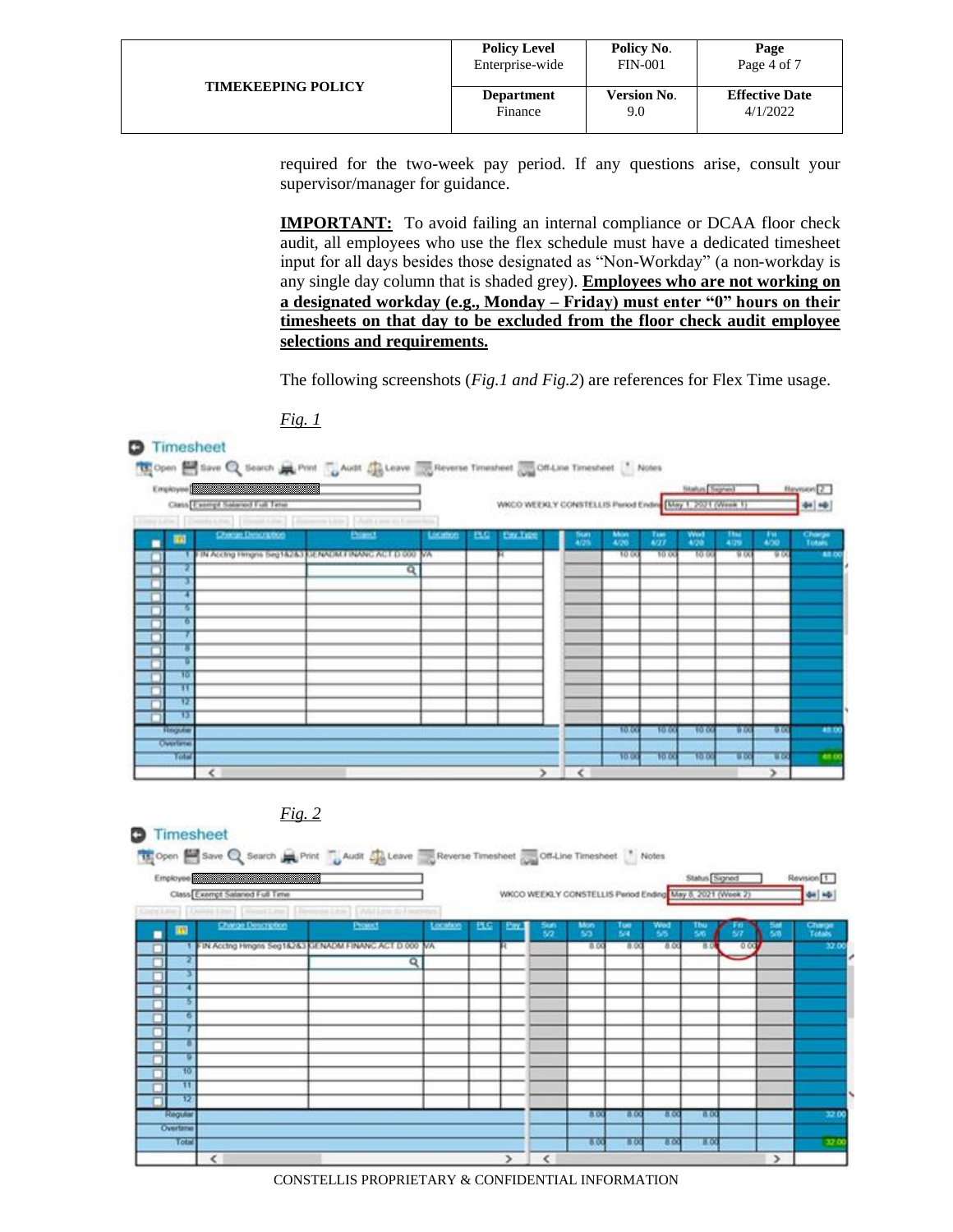required for the two-week pay period. If any questions arise, consult your supervisor/manager for guidance.

**IMPORTANT:** To avoid failing an internal compliance or DCAA floor check audit, all employees who use the flex schedule must have a dedicated timesheet input for all days besides those designated as "Non-Workday" (a non-workday is any single day column that is shaded grey). **Employees who are not working on a designated workday (e.g., Monday – Friday) must enter "0" hours on their timesheets on that day to be excluded from the floor check audit employee selections and requirements.**

The following screenshots (*Fig.1 and Fig.2*) are references for Flex Time usage.

*Fig. 1*

*Fig. 2*

CONSTELLIS PROPRIETARY & CONFIDENTIAL INFORMATION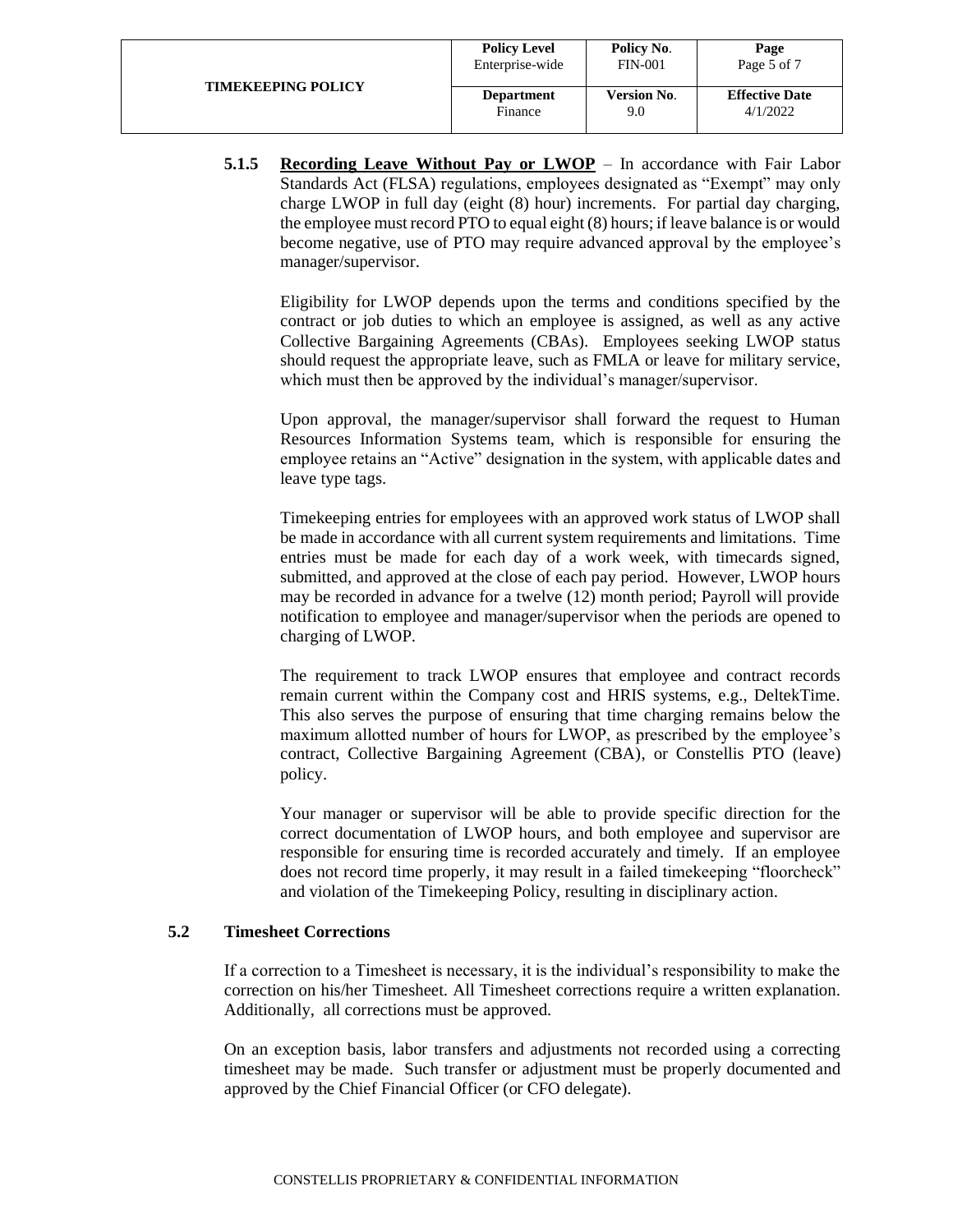**5.1.5 <u>Recording Leave Without Pay or LWOP</u>** – In accordance with Fair Labor Standards Act (FLSA) regulations, employees designated as "Exempt" may only charge LWOP in full day (eight (8) hour) increments. For partial day charging, the employee must record PTO to equal eight (8) hours; if leave balance is or would become negative, use of PTO may require advanced approval by the employee's manager/supervisor.

Eligibility for LWOP depends upon the terms and conditions specified by the contract or job duties to which an employee is assigned, as well as any active Collective Bargaining Agreements (CBAs). Employees seeking LWOP status should request the appropriate leave, such as FMLA or leave for military service, which must then be approved by the individual's manager/supervisor.

Upon approval, the manager/supervisor shall forward the request to Human Resources Information Systems team, which is responsible for ensuring the employee retains an "Active" designation in the system, with applicable dates and leave type tags.

Timekeeping entries for employees with an approved work status of LWOP shall be made in accordance with all current system requirements and limitations. Time entries must be made for each day of a work week, with timecards signed, submitted, and approved at the close of each pay period. However, LWOP hours may be recorded in advance for a twelve (12) month period; Payroll will provide notification to employee and manager/supervisor when the periods are opened to charging of LWOP.

The requirement to track LWOP ensures that employee and contract records remain current within the Company cost and HRIS systems, e.g., DeltekTime. This also serves the purpose of ensuring that time charging remains below the maximum allotted number of hours for LWOP, as prescribed by the employee's contract, Collective Bargaining Agreement (CBA), or Constellis PTO (leave) policy.

Your manager or supervisor will be able to provide specific direction for the correct documentation of LWOP hours, and both employee and supervisor are responsible for ensuring time is recorded accurately and timely. If an employee does not record time properly, it may result in a failed timekeeping "floorcheck" and violation of the Timekeeping Policy, resulting in disciplinary action.

## 5.2 Timesheet Corrections

If a correction to a Timesheet is necessary, it is the individual's responsibility to make the correction on his/her Timesheet. All Timesheet corrections require a written explanation. Additionally, all corrections must be approved.

On an exception basis, labor transfers and adjustments not recorded using a correcting timesheet may be made. Such transfer or adjustment must be properly documented and approved by the Chief Financial Officer (or CFO delegate).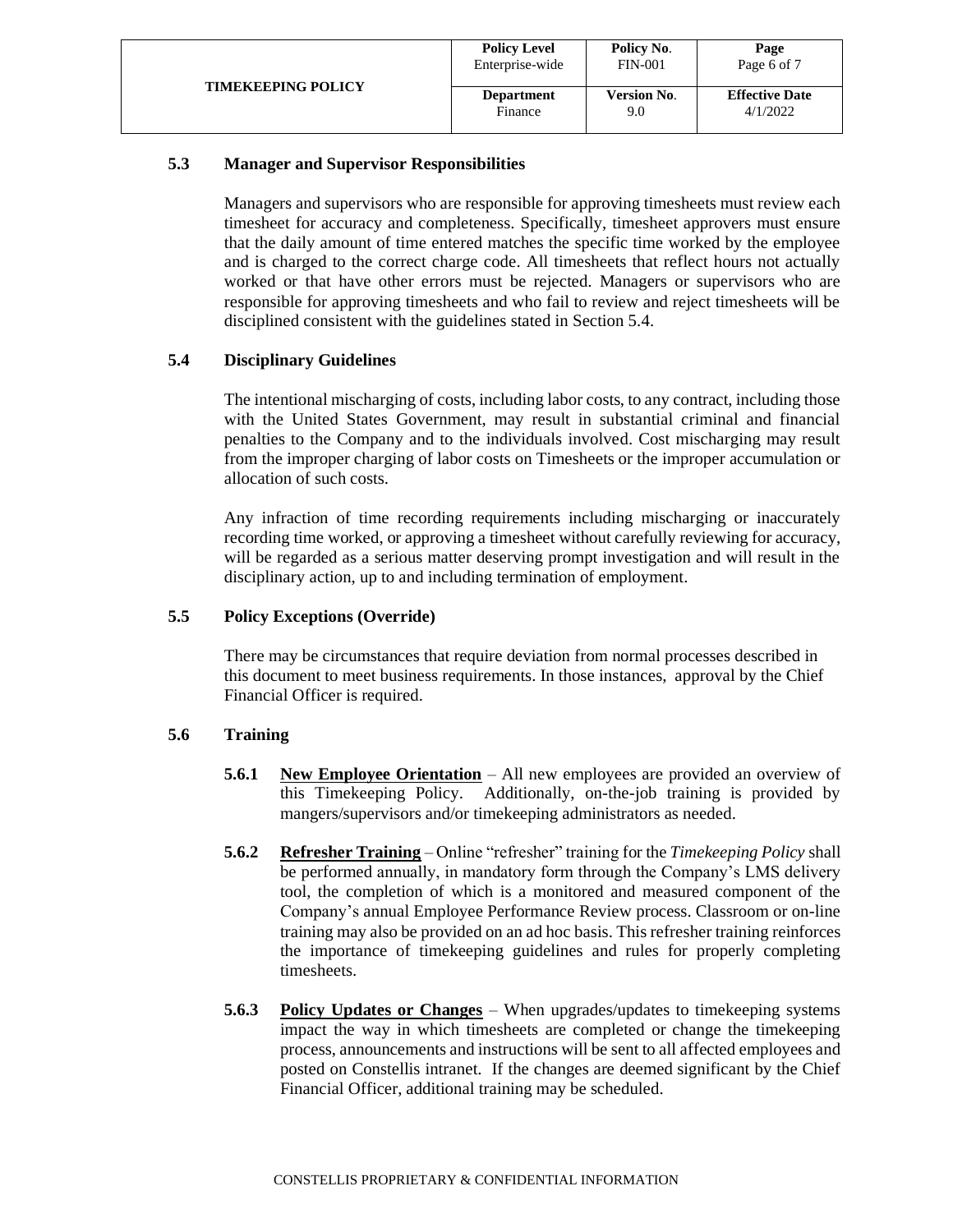### 5.3 Manager and Supervisor Responsibilities

Managers and supervisors who are responsible for approving timesheets must review each timesheet for accuracy and completeness. Specifically, timesheet approvers must ensure that the daily amount of time entered matches the specific time worked by the employee and is charged to the correct charge code. All timesheets that reflect hours not actually worked or that have other errors must be rejected. Managers or supervisors who are responsible for approving timesheets and who fail to review and reject timesheets will be disciplined consistent with the guidelines stated in Section 5.4.

### 5.4 Disciplinary Guidelines

The intentional mischarging of costs, including labor costs, to any contract, including those with the United States Government, may result in substantial criminal and financial penalties to the Company and to the individuals involved. Cost mischarging may result from the improper charging of labor costs on Timesheets or the improper accumulation or allocation of such costs.

Any infraction of time recording requirements including mischarging or inaccurately recording time worked, or approving a timesheet without carefully reviewing for accuracy, will be regarded as a serious matter deserving prompt investigation and will result in the disciplinary action, up to and including termination of employment.

### 5.5 Policy Exceptions (Override)

There may be circumstances that require deviation from normal processes described in this document to meet business requirements. In those instances, approval by the Chief Financial Officer is required.

### 5.6 Training

**5.6.1** **New Employee Orientation** – All new employees are provided an overview of this Timekeeping Policy. Additionally, on-the-job training is provided by mangers/supervisors and/or timekeeping administrators as needed.

**5.6.2** **Refresher Training** – Online "refresher" training for the *Timekeeping Policy* shall be performed annually, in mandatory form through the Company's LMS delivery tool, the completion of which is a monitored and measured component of the Company's annual Employee Performance Review process. Classroom or on-line training may also be provided on an ad hoc basis. This refresher training reinforces the importance of timekeeping guidelines and rules for properly completing timesheets.

**5.6.3** **Policy Updates or Changes** – When upgrades/updates to timekeeping systems impact the way in which timesheets are completed or change the timekeeping process, announcements and instructions will be sent to all affected employees and posted on Constellis intranet. If the changes are deemed significant by the Chief Financial Officer, additional training may be scheduled.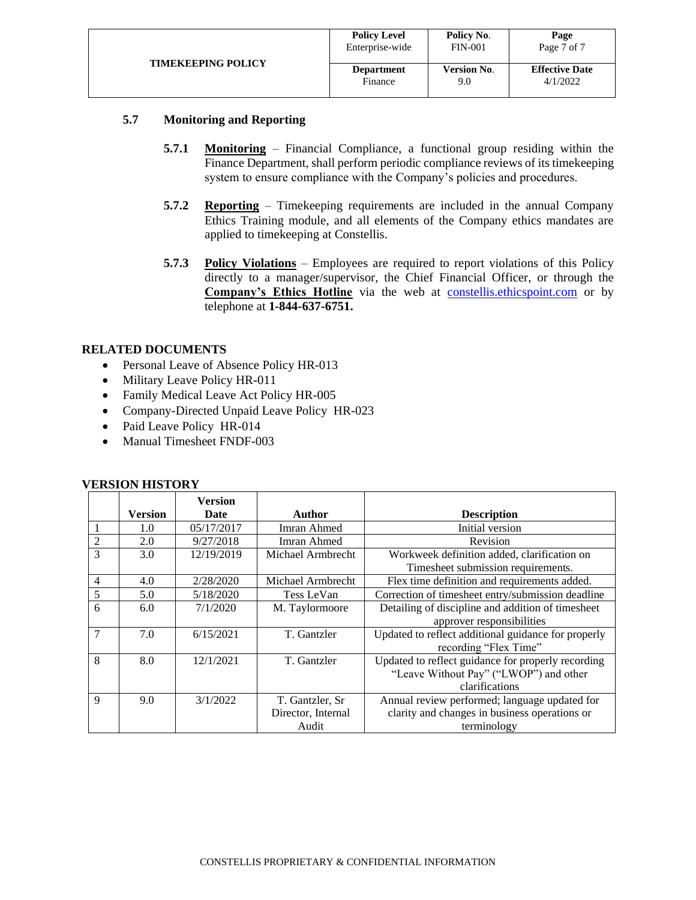### 5.7 Monitoring and Reporting

**5.7.1** **Monitoring** – Financial Compliance, a functional group residing within the Finance Department, shall perform periodic compliance reviews of its timekeeping system to ensure compliance with the Company's policies and procedures.

**5.7.2** **Reporting** – Timekeeping requirements are included in the annual Company Ethics Training module, and all elements of the Company ethics mandates are applied to timekeeping at Constellis.

**5.7.3** **Policy Violations** – Employees are required to report violations of this Policy directly to a manager/supervisor, the Chief Financial Officer, or through the **Company's Ethics Hotline** via the web at constellis.ethicspoint.com or by telephone at **1-844-637-6751.**

## RELATED DOCUMENTS

- Personal Leave of Absence Policy HR-013
- Military Leave Policy HR-011
- Family Medical Leave Act Policy HR-005
- Company-Directed Unpaid Leave Policy HR-023
- Paid Leave Policy HR-014
- Manual Timesheet FNDF-003

## VERSION HISTORY

| | Version | Version Date | Author | Description |
|---|---|---|---|---|
| 1 | 1.0 | 05/17/2017 | Imran Ahmed | Initial version |
| 2 | 2.0 | 9/27/2018 | Imran Ahmed | Revision |
| 3 | 3.0 | 12/19/2019 | Michael Armbrecht | Workweek definition added, clarification on Timesheet submission requirements. |
| 4 | 4.0 | 2/28/2020 | Michael Armbrecht | Flex time definition and requirements added. |
| 5 | 5.0 | 5/18/2020 | Tess LeVan | Correction of timesheet entry/submission deadline |
| 6 | 6.0 | 7/1/2020 | M. Taylormoore | Detailing of discipline and addition of timesheet approver responsibilities |
| 7 | 7.0 | 6/15/2021 | T. Gantzler | Updated to reflect additional guidance for properly recording "Flex Time" |
| 8 | 8.0 | 12/1/2021 | T. Gantzler | Updated to reflect guidance for properly recording "Leave Without Pay" ("LWOP") and other clarifications |
| 9 | 9.0 | 3/1/2022 | T. Gantzler, Sr Director, Internal Audit | Annual review performed; language updated for clarity and changes in business operations or terminology |

CONSTELLIS PROPRIETARY & CONFIDENTIAL INFORMATION